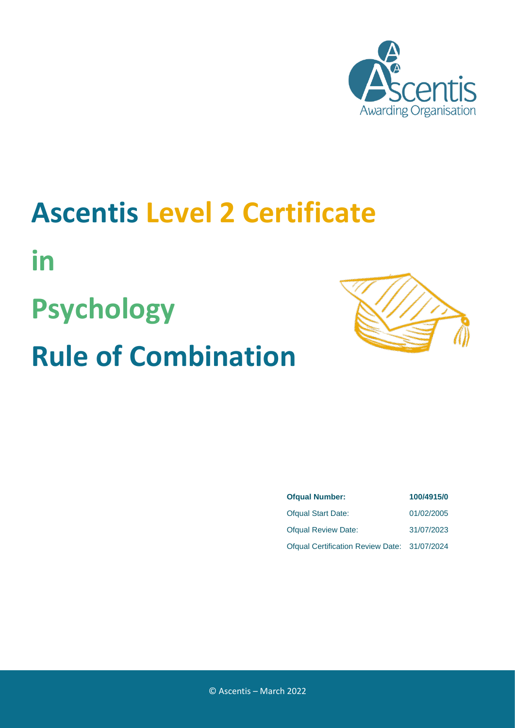# Ascentis Level 2 Certificate in Psychology Rule of Combination

| **Ofqual Number:** | **100/4915/0** |
|---|---|
| Ofqual Start Date: | 01/02/2005 |
| Ofqual Review Date: | 31/07/2023 |
| Ofqual Certification Review Date: | 31/07/2024 |

© Ascentis – March 2022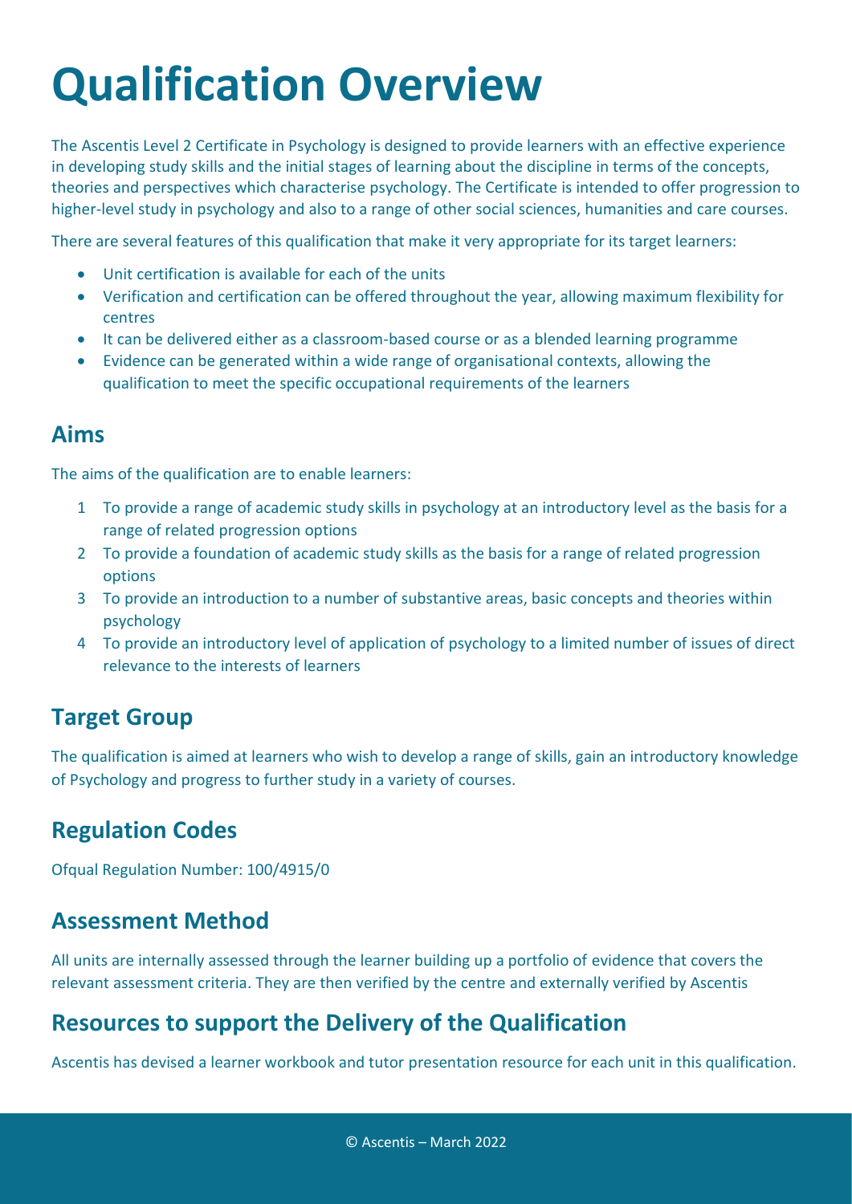# Qualification Overview

The Ascentis Level 2 Certificate in Psychology is designed to provide learners with an effective experience in developing study skills and the initial stages of learning about the discipline in terms of the concepts, theories and perspectives which characterise psychology. The Certificate is intended to offer progression to higher-level study in psychology and also to a range of other social sciences, humanities and care courses.

There are several features of this qualification that make it very appropriate for its target learners:

- Unit certification is available for each of the units
- Verification and certification can be offered throughout the year, allowing maximum flexibility for centres
- It can be delivered either as a classroom-based course or as a blended learning programme
- Evidence can be generated within a wide range of organisational contexts, allowing the qualification to meet the specific occupational requirements of the learners

## Aims

The aims of the qualification are to enable learners:

1. To provide a range of academic study skills in psychology at an introductory level as the basis for a range of related progression options
2. To provide a foundation of academic study skills as the basis for a range of related progression options
3. To provide an introduction to a number of substantive areas, basic concepts and theories within psychology
4. To provide an introductory level of application of psychology to a limited number of issues of direct relevance to the interests of learners

## Target Group

The qualification is aimed at learners who wish to develop a range of skills, gain an introductory knowledge of Psychology and progress to further study in a variety of courses.

## Regulation Codes

Ofqual Regulation Number: 100/4915/0

## Assessment Method

All units are internally assessed through the learner building up a portfolio of evidence that covers the relevant assessment criteria. They are then verified by the centre and externally verified by Ascentis

## Resources to support the Delivery of the Qualification

Ascentis has devised a learner workbook and tutor presentation resource for each unit in this qualification.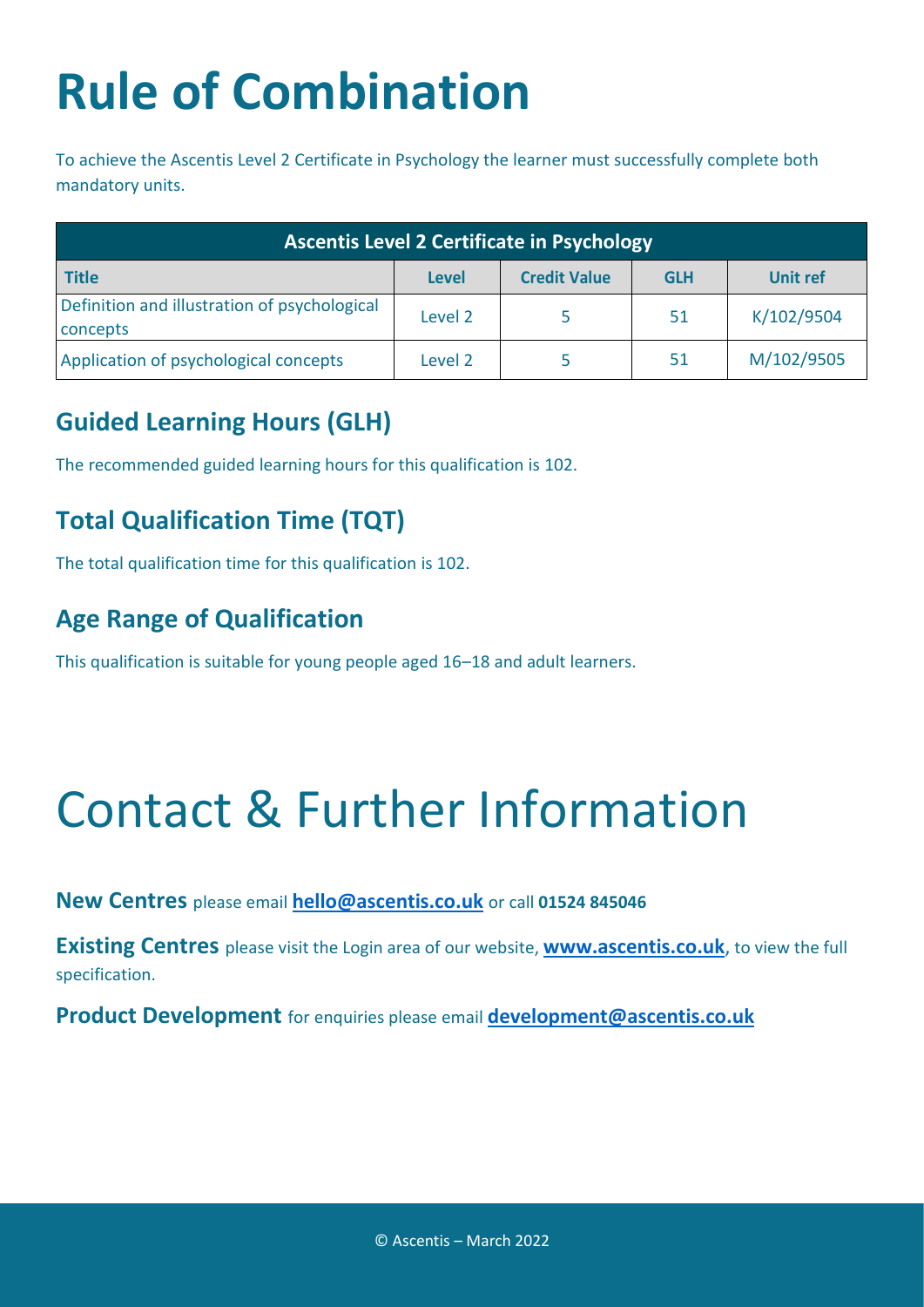# Rule of Combination

To achieve the Ascentis Level 2 Certificate in Psychology the learner must successfully complete both mandatory units.

| Ascentis Level 2 Certificate in Psychology | | | | |
| --- | --- | --- | --- | --- |
| **Title** | **Level** | **Credit Value** | **GLH** | **Unit ref** |
| Definition and illustration of psychological concepts | Level 2 | 5 | 51 | K/102/9504 |
| Application of psychological concepts | Level 2 | 5 | 51 | M/102/9505 |

## Guided Learning Hours (GLH)

The recommended guided learning hours for this qualification is 102.

## Total Qualification Time (TQT)

The total qualification time for this qualification is 102.

## Age Range of Qualification

This qualification is suitable for young people aged 16–18 and adult learners.

# Contact & Further Information

**New Centres** please email **hello@ascentis.co.uk** or call **01524 845046**

**Existing Centres** please visit the Login area of our website, **www.ascentis.co.uk**, to view the full specification.

**Product Development** for enquiries please email **development@ascentis.co.uk**

© Ascentis – March 2022